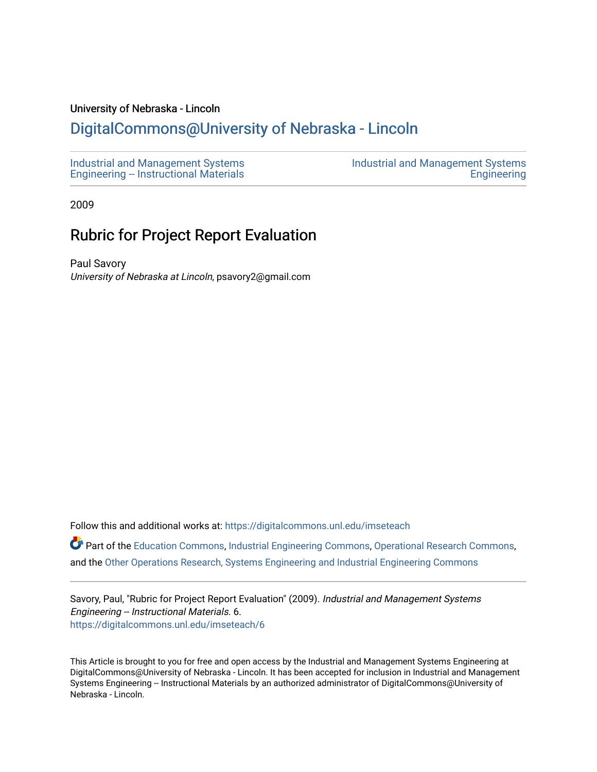University of Nebraska - Lincoln

DigitalCommons@University of Nebraska - Lincoln

Industrial and Management Systems Engineering -- Instructional Materials

Industrial and Management Systems Engineering

2009

# Rubric for Project Report Evaluation

Paul Savory
*University of Nebraska at Lincoln*, psavory2@gmail.com

Follow this and additional works at: https://digitalcommons.unl.edu/imseteach

Part of the Education Commons, Industrial Engineering Commons, Operational Research Commons, and the Other Operations Research, Systems Engineering and Industrial Engineering Commons

Savory, Paul, "Rubric for Project Report Evaluation" (2009). *Industrial and Management Systems Engineering -- Instructional Materials*. 6.
https://digitalcommons.unl.edu/imseteach/6

This Article is brought to you for free and open access by the Industrial and Management Systems Engineering at DigitalCommons@University of Nebraska - Lincoln. It has been accepted for inclusion in Industrial and Management Systems Engineering -- Instructional Materials by an authorized administrator of DigitalCommons@University of Nebraska - Lincoln.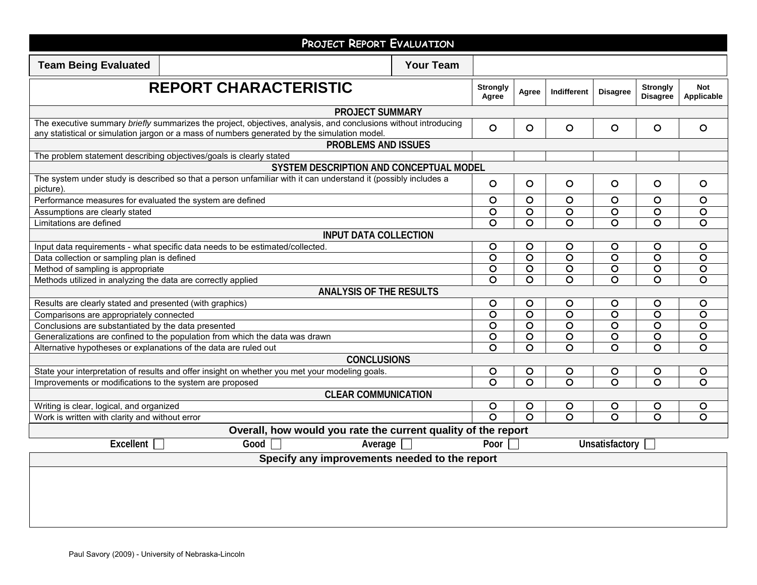# PROJECT REPORT EVALUATION

| Team Being Evaluated | | Your Team | |
|---|---|---|---|

| REPORT CHARACTERISTIC | Strongly Agree | Agree | Indifferent | Disagree | Strongly Disagree | Not Applicable |
|---|---|---|---|---|---|---|
| **PROJECT SUMMARY** | | | | | | |
| The executive summary *briefly* summarizes the project, objectives, analysis, and conclusions without introducing any statistical or simulation jargon or a mass of numbers generated by the simulation model. | O | O | O | O | O | O |
| **PROBLEMS AND ISSUES** | | | | | | |
| The problem statement describing objectives/goals is clearly stated | | | | | | |
| **SYSTEM DESCRIPTION AND CONCEPTUAL MODEL** | | | | | | |
| The system under study is described so that a person unfamiliar with it can understand it (possibly includes a picture). | O | O | O | O | O | O |
| Performance measures for evaluated the system are defined | O | O | O | O | O | O |
| Assumptions are clearly stated | O | O | O | O | O | O |
| Limitations are defined | O | O | O | O | O | O |
| **INPUT DATA COLLECTION** | | | | | | |
| Input data requirements - what specific data needs to be estimated/collected. | O | O | O | O | O | O |
| Data collection or sampling plan is defined | O | O | O | O | O | O |
| Method of sampling is appropriate | O | O | O | O | O | O |
| Methods utilized in analyzing the data are correctly applied | O | O | O | O | O | O |
| **ANALYSIS OF THE RESULTS** | | | | | | |
| Results are clearly stated and presented (with graphics) | O | O | O | O | O | O |
| Comparisons are appropriately connected | O | O | O | O | O | O |
| Conclusions are substantiated by the data presented | O | O | O | O | O | O |
| Generalizations are confined to the population from which the data was drawn | O | O | O | O | O | O |
| Alternative hypotheses or explanations of the data are ruled out | O | O | O | O | O | O |
| **CONCLUSIONS** | | | | | | |
| State your interpretation of results and offer insight on whether you met your modeling goals. | O | O | O | O | O | O |
| Improvements or modifications to the system are proposed | O | O | O | O | O | O |
| **CLEAR COMMUNICATION** | | | | | | |
| Writing is clear, logical, and organized | O | O | O | O | O | O |
| Work is written with clarity and without error | O | O | O | O | O | O |

**Overall, how would you rate the current quality of the report**

Excellent ☐ Good ☐ Average ☐ Poor ☐ Unsatisfactory ☐

**Specify any improvements needed to the report**

Paul Savory (2009) - University of Nebraska-Lincoln